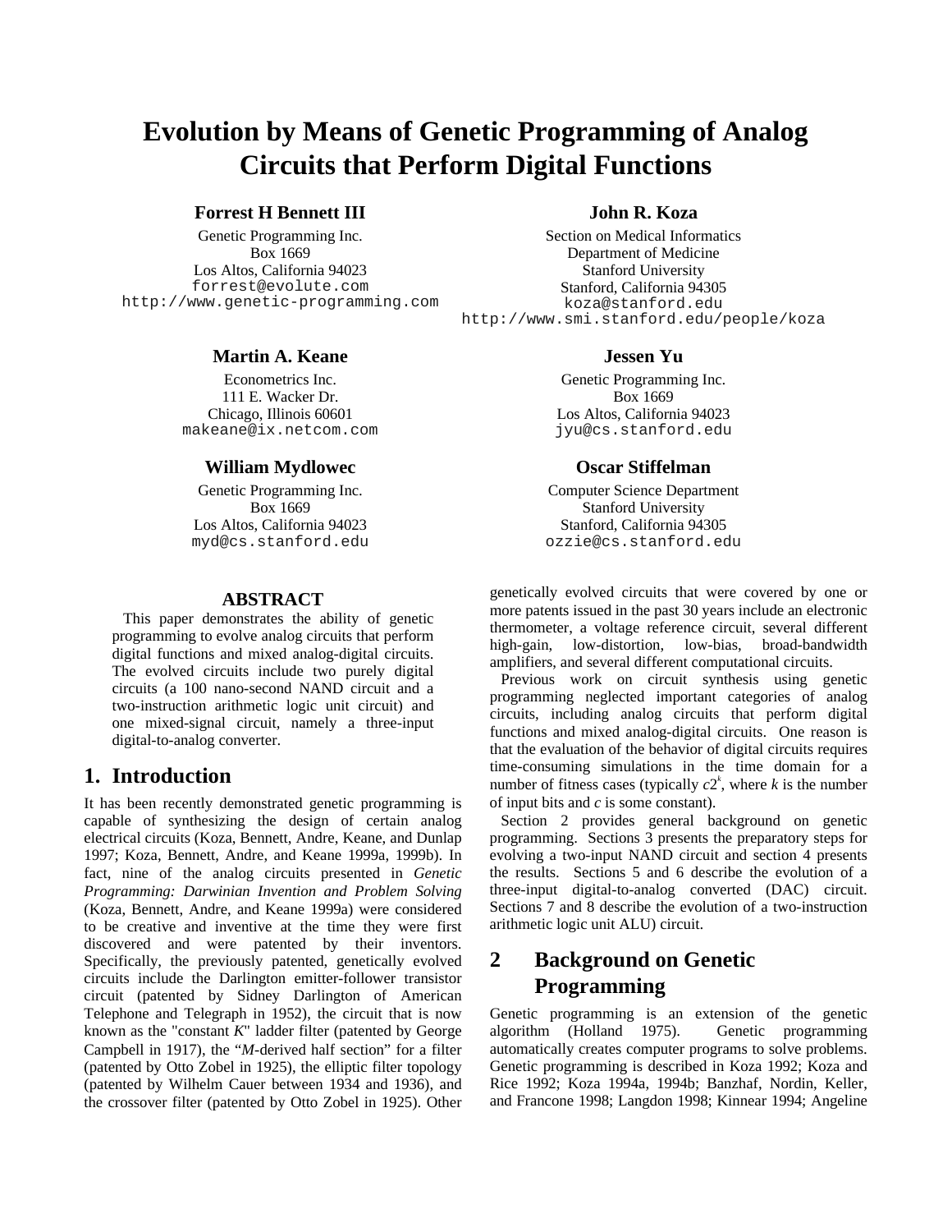# Evolution by Means of Genetic Programming of Analog Circuits that Perform Digital Functions

**Forrest H Bennett III**
Genetic Programming Inc.
Box 1669
Los Altos, California 94023
forrest@evolute.com
http://www.genetic-programming.com

**John R. Koza**
Section on Medical Informatics
Department of Medicine
Stanford University
Stanford, California 94305
koza@stanford.edu
http://www.smi.stanford.edu/people/koza

**Martin A. Keane**
Econometrics Inc.
111 E. Wacker Dr.
Chicago, Illinois 60601
makeane@ix.netcom.com

**Jessen Yu**
Genetic Programming Inc.
Box 1669
Los Altos, California 94023
jyu@cs.stanford.edu

**William Mydlowec**
Genetic Programming Inc.
Box 1669
Los Altos, California 94023
myd@cs.stanford.edu

**Oscar Stiffelman**
Computer Science Department
Stanford University
Stanford, California 94305
ozzie@cs.stanford.edu

## ABSTRACT

This paper demonstrates the ability of genetic programming to evolve analog circuits that perform digital functions and mixed analog-digital circuits. The evolved circuits include two purely digital circuits (a 100 nano-second NAND circuit and a two-instruction arithmetic logic unit circuit) and one mixed-signal circuit, namely a three-input digital-to-analog converter.

## 1. Introduction

It has been recently demonstrated genetic programming is capable of synthesizing the design of certain analog electrical circuits (Koza, Bennett, Andre, Keane, and Dunlap 1997; Koza, Bennett, Andre, and Keane 1999a, 1999b). In fact, nine of the analog circuits presented in *Genetic Programming: Darwinian Invention and Problem Solving* (Koza, Bennett, Andre, and Keane 1999a) were considered to be creative and inventive at the time they were first discovered and were patented by their inventors. Specifically, the previously patented, genetically evolved circuits include the Darlington emitter-follower transistor circuit (patented by Sidney Darlington of American Telephone and Telegraph in 1952), the circuit that is now known as the "constant *K*" ladder filter (patented by George Campbell in 1917), the "*M*-derived half section" for a filter (patented by Otto Zobel in 1925), the elliptic filter topology (patented by Wilhelm Cauer between 1934 and 1936), and the crossover filter (patented by Otto Zobel in 1925). Other genetically evolved circuits that were covered by one or more patents issued in the past 30 years include an electronic thermometer, a voltage reference circuit, several different high-gain, low-distortion, low-bias, broad-bandwidth amplifiers, and several different computational circuits.

Previous work on circuit synthesis using genetic programming neglected important categories of analog circuits, including analog circuits that perform digital functions and mixed analog-digital circuits. One reason is that the evaluation of the behavior of digital circuits requires time-consuming simulations in the time domain for a number of fitness cases (typically $c2^k$, where $k$ is the number of input bits and $c$ is some constant).

Section 2 provides general background on genetic programming. Sections 3 presents the preparatory steps for evolving a two-input NAND circuit and section 4 presents the results. Sections 5 and 6 describe the evolution of a three-input digital-to-analog converted (DAC) circuit. Sections 7 and 8 describe the evolution of a two-instruction arithmetic logic unit ALU) circuit.

## 2 Background on Genetic Programming

Genetic programming is an extension of the genetic algorithm (Holland 1975). Genetic programming automatically creates computer programs to solve problems. Genetic programming is described in Koza 1992; Koza and Rice 1992; Koza 1994a, 1994b; Banzhaf, Nordin, Keller, and Francone 1998; Langdon 1998; Kinnear 1994; Angeline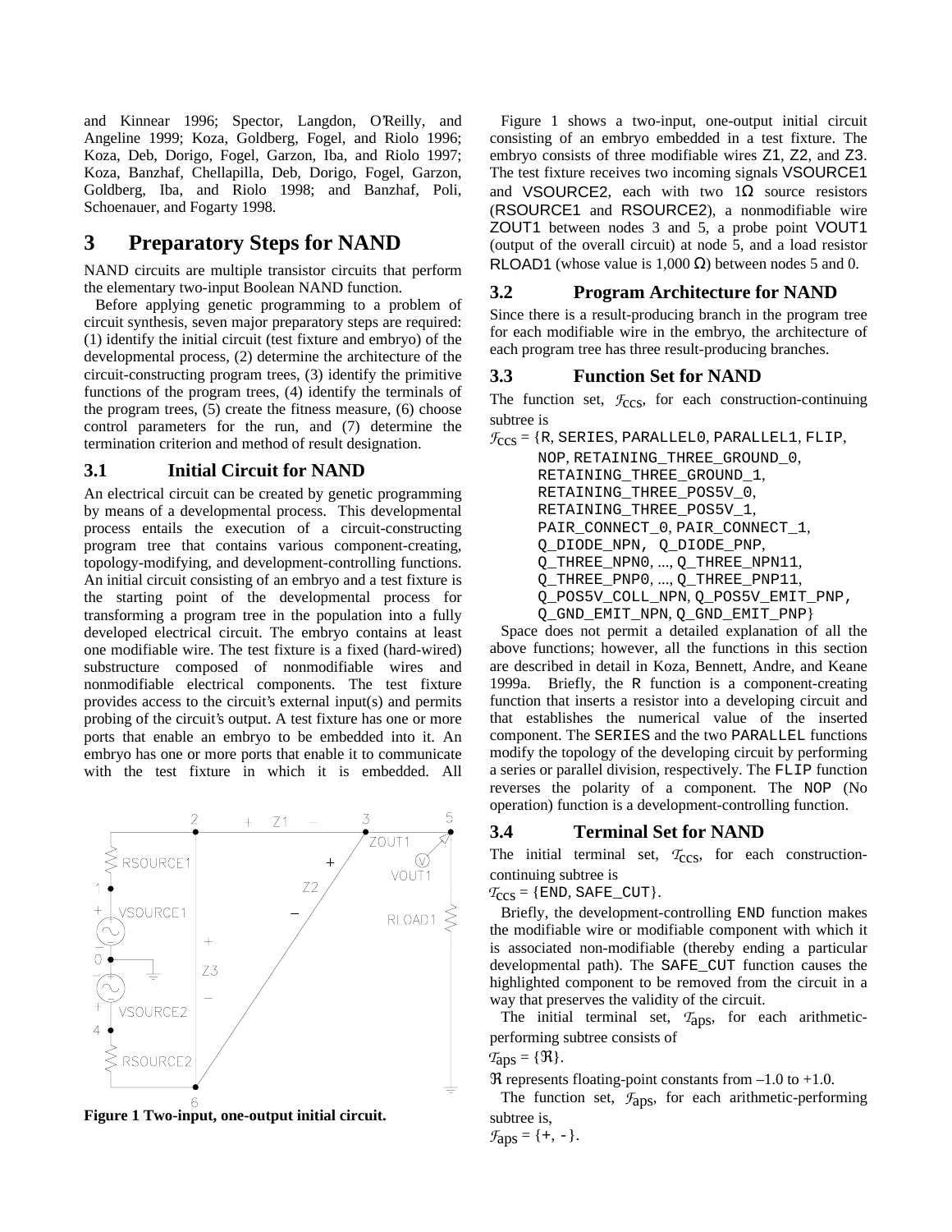and Kinnear 1996; Spector, Langdon, O'Reilly, and Angeline 1999; Koza, Goldberg, Fogel, and Riolo 1996; Koza, Deb, Dorigo, Fogel, Garzon, Iba, and Riolo 1997; Koza, Banzhaf, Chellapilla, Deb, Dorigo, Fogel, Garzon, Goldberg, Iba, and Riolo 1998; and Banzhaf, Poli, Schoenauer, and Fogarty 1998.

# 3 Preparatory Steps for NAND

NAND circuits are multiple transistor circuits that perform the elementary two-input Boolean NAND function.

Before applying genetic programming to a problem of circuit synthesis, seven major preparatory steps are required: (1) identify the initial circuit (test fixture and embryo) of the developmental process, (2) determine the architecture of the circuit-constructing program trees, (3) identify the primitive functions of the program trees, (4) identify the terminals of the program trees, (5) create the fitness measure, (6) choose control parameters for the run, and (7) determine the termination criterion and method of result designation.

## 3.1 Initial Circuit for NAND

An electrical circuit can be created by genetic programming by means of a developmental process. This developmental process entails the execution of a circuit-constructing program tree that contains various component-creating, topology-modifying, and development-controlling functions. An initial circuit consisting of an embryo and a test fixture is the starting point of the developmental process for transforming a program tree in the population into a fully developed electrical circuit. The embryo contains at least one modifiable wire. The test fixture is a fixed (hard-wired) substructure composed of nonmodifiable wires and nonmodifiable electrical components. The test fixture provides access to the circuit's external input(s) and permits probing of the circuit's output. A test fixture has one or more ports that enable an embryo to be embedded into it. An embryo has one or more ports that enable it to communicate with the test fixture in which it is embedded. All

**Figure 1 Two-input, one-output initial circuit.**

Figure 1 shows a two-input, one-output initial circuit consisting of an embryo embedded in a test fixture. The embryo consists of three modifiable wires Z1, Z2, and Z3. The test fixture receives two incoming signals VSOURCE1 and VSOURCE2, each with two 1Ω source resistors (RSOURCE1 and RSOURCE2), a nonmodifiable wire ZOUT1 between nodes 3 and 5, a probe point VOUT1 (output of the overall circuit) at node 5, and a load resistor RLOAD1 (whose value is 1,000 Ω) between nodes 5 and 0.

## 3.2 Program Architecture for NAND

Since there is a result-producing branch in the program tree for each modifiable wire in the embryo, the architecture of each program tree has three result-producing branches.

## 3.3 Function Set for NAND

The function set, $\mathcal{F}_{CCS}$, for each construction-continuing subtree is

$\mathcal{F}_{CCS}$ = {R, SERIES, PARALLEL0, PARALLEL1, FLIP, NOP, RETAINING_THREE_GROUND_0, RETAINING_THREE_GROUND_1, RETAINING_THREE_POS5V_0, RETAINING_THREE_POS5V_1, PAIR_CONNECT_0, PAIR_CONNECT_1, Q_DIODE_NPN, Q_DIODE_PNP, Q_THREE_NPN0, ..., Q_THREE_NPN11, Q_THREE_PNP0, ..., Q_THREE_PNP11, Q_POS5V_COLL_NPN, Q_POS5V_EMIT_PNP, Q_GND_EMIT_NPN, Q_GND_EMIT_PNP}

Space does not permit a detailed explanation of all the above functions; however, all the functions in this section are described in detail in Koza, Bennett, Andre, and Keane 1999a. Briefly, the R function is a component-creating function that inserts a resistor into a developing circuit and that establishes the numerical value of the inserted component. The SERIES and the two PARALLEL functions modify the topology of the developing circuit by performing a series or parallel division, respectively. The FLIP function reverses the polarity of a component. The NOP (No operation) function is a development-controlling function.

## 3.4 Terminal Set for NAND

The initial terminal set, $\mathcal{T}_{CCS}$, for each construction-continuing subtree is

$\mathcal{T}_{CCS}$ = {END, SAFE_CUT}.

Briefly, the development-controlling END function makes the modifiable wire or modifiable component with which it is associated non-modifiable (thereby ending a particular developmental path). The SAFE_CUT function causes the highlighted component to be removed from the circuit in a way that preserves the validity of the circuit.

The initial terminal set, $\mathcal{T}_{aps}$, for each arithmetic-performing subtree consists of

$\mathcal{T}_{aps} = \{\Re\}$.

$\Re$ represents floating-point constants from –1.0 to +1.0.

The function set, $\mathcal{F}_{aps}$, for each arithmetic-performing subtree is,

$\mathcal{F}_{aps}$ = {+, -}.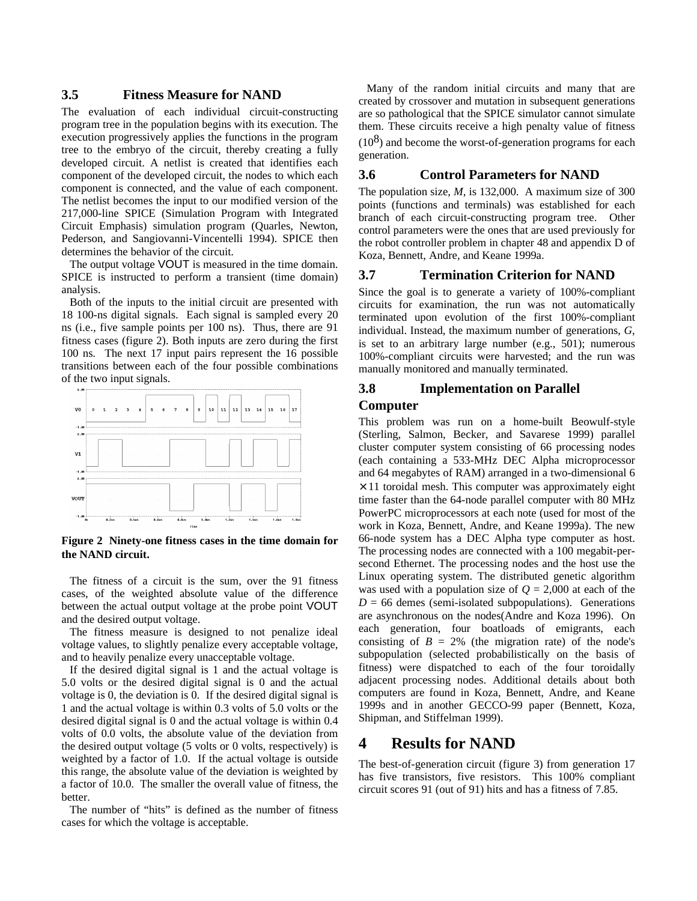### 3.5 Fitness Measure for NAND

The evaluation of each individual circuit-constructing program tree in the population begins with its execution. The execution progressively applies the functions in the program tree to the embryo of the circuit, thereby creating a fully developed circuit. A netlist is created that identifies each component of the developed circuit, the nodes to which each component is connected, and the value of each component. The netlist becomes the input to our modified version of the 217,000-line SPICE (Simulation Program with Integrated Circuit Emphasis) simulation program (Quarles, Newton, Pederson, and Sangiovanni-Vincentelli 1994). SPICE then determines the behavior of the circuit.

The output voltage VOUT is measured in the time domain. SPICE is instructed to perform a transient (time domain) analysis.

Both of the inputs to the initial circuit are presented with 18 100-ns digital signals. Each signal is sampled every 20 ns (i.e., five sample points per 100 ns). Thus, there are 91 fitness cases (figure 2). Both inputs are zero during the first 100 ns. The next 17 input pairs represent the 16 possible transitions between each of the four possible combinations of the two input signals.

**Figure 2 Ninety-one fitness cases in the time domain for the NAND circuit.**

The fitness of a circuit is the sum, over the 91 fitness cases, of the weighted absolute value of the difference between the actual output voltage at the probe point VOUT and the desired output voltage.

The fitness measure is designed to not penalize ideal voltage values, to slightly penalize every acceptable voltage, and to heavily penalize every unacceptable voltage.

If the desired digital signal is 1 and the actual voltage is 5.0 volts or the desired digital signal is 0 and the actual voltage is 0, the deviation is 0. If the desired digital signal is 1 and the actual voltage is within 0.3 volts of 5.0 volts or the desired digital signal is 0 and the actual voltage is within 0.4 volts of 0.0 volts, the absolute value of the deviation from the desired output voltage (5 volts or 0 volts, respectively) is weighted by a factor of 1.0. If the actual voltage is outside this range, the absolute value of the deviation is weighted by a factor of 10.0. The smaller the overall value of fitness, the better.

The number of "hits" is defined as the number of fitness cases for which the voltage is acceptable.

Many of the random initial circuits and many that are created by crossover and mutation in subsequent generations are so pathological that the SPICE simulator cannot simulate them. These circuits receive a high penalty value of fitness ($10^8$) and become the worst-of-generation programs for each generation.

### 3.6 Control Parameters for NAND

The population size, *M*, is 132,000. A maximum size of 300 points (functions and terminals) was established for each branch of each circuit-constructing program tree. Other control parameters were the ones that are used previously for the robot controller problem in chapter 48 and appendix D of Koza, Bennett, Andre, and Keane 1999a.

### 3.7 Termination Criterion for NAND

Since the goal is to generate a variety of 100%-compliant circuits for examination, the run was not automatically terminated upon evolution of the first 100%-compliant individual. Instead, the maximum number of generations, *G*, is set to an arbitrary large number (e.g., 501); numerous 100%-compliant circuits were harvested; and the run was manually monitored and manually terminated.

### 3.8 Implementation on Parallel Computer

This problem was run on a home-built Beowulf-style (Sterling, Salmon, Becker, and Savarese 1999) parallel cluster computer system consisting of 66 processing nodes (each containing a 533-MHz DEC Alpha microprocessor and 64 megabytes of RAM) arranged in a two-dimensional 6 × 11 toroidal mesh. This computer was approximately eight time faster than the 64-node parallel computer with 80 MHz PowerPC microprocessors at each note (used for most of the work in Koza, Bennett, Andre, and Keane 1999a). The new 66-node system has a DEC Alpha type computer as host. The processing nodes are connected with a 100 megabit-per-second Ethernet. The processing nodes and the host use the Linux operating system. The distributed genetic algorithm was used with a population size of $Q$ = 2,000 at each of the $D$ = 66 demes (semi-isolated subpopulations). Generations are asynchronous on the nodes(Andre and Koza 1996). On each generation, four boatloads of emigrants, each consisting of $B$ = 2% (the migration rate) of the node's subpopulation (selected probabilistically on the basis of fitness) were dispatched to each of the four toroidally adjacent processing nodes. Additional details about both computers are found in Koza, Bennett, Andre, and Keane 1999s and in another GECCO-99 paper (Bennett, Koza, Shipman, and Stiffelman 1999).

## 4 Results for NAND

The best-of-generation circuit (figure 3) from generation 17 has five transistors, five resistors. This 100% compliant circuit scores 91 (out of 91) hits and has a fitness of 7.85.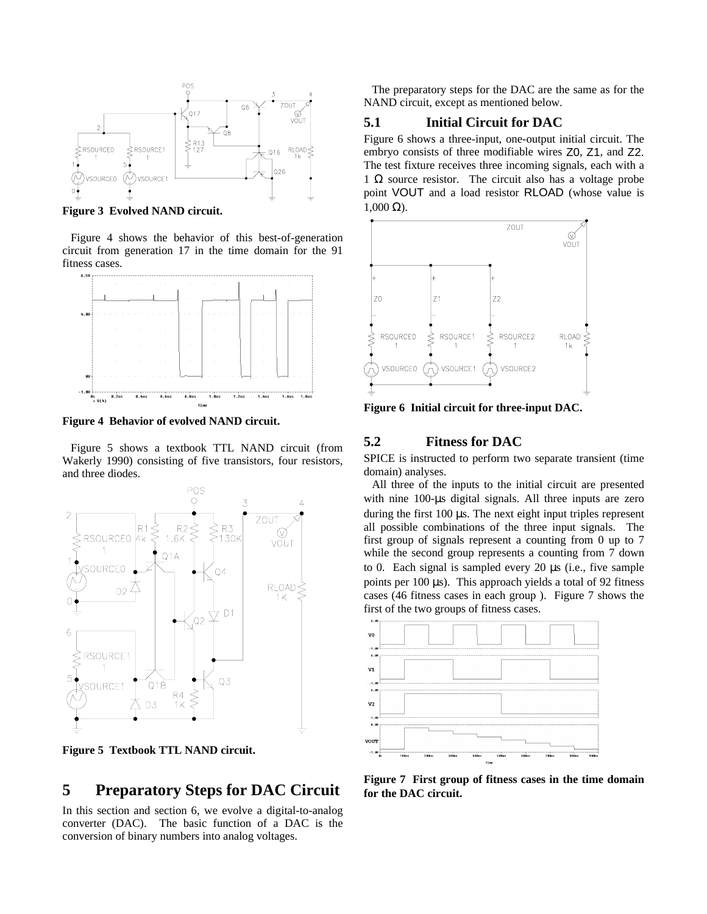Figure 3 Evolved NAND circuit.

Figure 4 shows the behavior of this best-of-generation circuit from generation 17 in the time domain for the 91 fitness cases.

**Figure 4 Behavior of evolved NAND circuit.**

Figure 5 shows a textbook TTL NAND circuit (from Wakerly 1990) consisting of five transistors, four resistors, and three diodes.

**Figure 5 Textbook TTL NAND circuit.**

# 5 Preparatory Steps for DAC Circuit

In this section and section 6, we evolve a digital-to-analog converter (DAC). The basic function of a DAC is the conversion of binary numbers into analog voltages.

The preparatory steps for the DAC are the same as for the NAND circuit, except as mentioned below.

## 5.1 Initial Circuit for DAC

Figure 6 shows a three-input, one-output initial circuit. The embryo consists of three modifiable wires Z0, Z1, and Z2. The test fixture receives three incoming signals, each with a 1 Ω source resistor. The circuit also has a voltage probe point VOUT and a load resistor RLOAD (whose value is 1,000 Ω).

**Figure 6 Initial circuit for three-input DAC.**

## 5.2 Fitness for DAC

SPICE is instructed to perform two separate transient (time domain) analyses.

All three of the inputs to the initial circuit are presented with nine 100-μs digital signals. All three inputs are zero during the first 100 μs. The next eight input triples represent all possible combinations of the three input signals. The first group of signals represent a counting from 0 up to 7 while the second group represents a counting from 7 down to 0. Each signal is sampled every 20 μs (i.e., five sample points per 100 μs). This approach yields a total of 92 fitness cases (46 fitness cases in each group ). Figure 7 shows the first of the two groups of fitness cases.

**Figure 7 First group of fitness cases in the time domain for the DAC circuit.**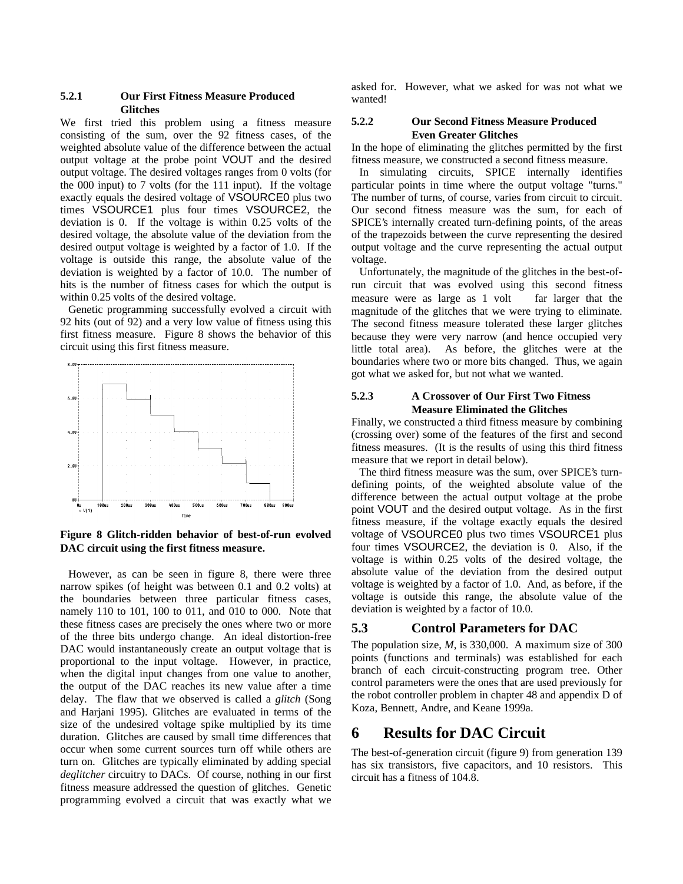### 5.2.1 Our First Fitness Measure Produced Glitches

We first tried this problem using a fitness measure consisting of the sum, over the 92 fitness cases, of the weighted absolute value of the difference between the actual output voltage at the probe point VOUT and the desired output voltage. The desired voltages ranges from 0 volts (for the 000 input) to 7 volts (for the 111 input). If the voltage exactly equals the desired voltage of VSOURCE0 plus two times VSOURCE1 plus four times VSOURCE2, the deviation is 0. If the voltage is within 0.25 volts of the desired voltage, the absolute value of the deviation from the desired output voltage is weighted by a factor of 1.0. If the voltage is outside this range, the absolute value of the deviation is weighted by a factor of 10.0. The number of hits is the number of fitness cases for which the output is within 0.25 volts of the desired voltage.

Genetic programming successfully evolved a circuit with 92 hits (out of 92) and a very low value of fitness using this first fitness measure. Figure 8 shows the behavior of this circuit using this first fitness measure.

**Figure 8 Glitch-ridden behavior of best-of-run evolved DAC circuit using the first fitness measure.**

However, as can be seen in figure 8, there were three narrow spikes (of height was between 0.1 and 0.2 volts) at the boundaries between three particular fitness cases, namely 110 to 101, 100 to 011, and 010 to 000. Note that these fitness cases are precisely the ones where two or more of the three bits undergo change. An ideal distortion-free DAC would instantaneously create an output voltage that is proportional to the input voltage. However, in practice, when the digital input changes from one value to another, the output of the DAC reaches its new value after a time delay. The flaw that we observed is called a *glitch* (Song and Harjani 1995). Glitches are evaluated in terms of the size of the undesired voltage spike multiplied by its time duration. Glitches are caused by small time differences that occur when some current sources turn off while others are turn on. Glitches are typically eliminated by adding special *deglitcher* circuitry to DACs. Of course, nothing in our first fitness measure addressed the question of glitches. Genetic programming evolved a circuit that was exactly what we asked for. However, what we asked for was not what we wanted!

### 5.2.2 Our Second Fitness Measure Produced Even Greater Glitches

In the hope of eliminating the glitches permitted by the first fitness measure, we constructed a second fitness measure.

In simulating circuits, SPICE internally identifies particular points in time where the output voltage "turns." The number of turns, of course, varies from circuit to circuit. Our second fitness measure was the sum, for each of SPICE's internally created turn-defining points, of the areas of the trapezoids between the curve representing the desired output voltage and the curve representing the actual output voltage.

Unfortunately, the magnitude of the glitches in the best-of-run circuit that was evolved using this second fitness measure were as large as 1 volt far larger that the magnitude of the glitches that we were trying to eliminate. The second fitness measure tolerated these larger glitches because they were very narrow (and hence occupied very little total area). As before, the glitches were at the boundaries where two or more bits changed. Thus, we again got what we asked for, but not what we wanted.

### 5.2.3 A Crossover of Our First Two Fitness Measure Eliminated the Glitches

Finally, we constructed a third fitness measure by combining (crossing over) some of the features of the first and second fitness measures. (It is the results of using this third fitness measure that we report in detail below).

The third fitness measure was the sum, over SPICE's turn-defining points, of the weighted absolute value of the difference between the actual output voltage at the probe point VOUT and the desired output voltage. As in the first fitness measure, if the voltage exactly equals the desired voltage of VSOURCE0 plus two times VSOURCE1 plus four times VSOURCE2, the deviation is 0. Also, if the voltage is within 0.25 volts of the desired voltage, the absolute value of the deviation from the desired output voltage is weighted by a factor of 1.0. And, as before, if the voltage is outside this range, the absolute value of the deviation is weighted by a factor of 10.0.

## 5.3 Control Parameters for DAC

The population size, $M$, is 330,000. A maximum size of 300 points (functions and terminals) was established for each branch of each circuit-constructing program tree. Other control parameters were the ones that are used previously for the robot controller problem in chapter 48 and appendix D of Koza, Bennett, Andre, and Keane 1999a.

# 6 Results for DAC Circuit

The best-of-generation circuit (figure 9) from generation 139 has six transistors, five capacitors, and 10 resistors. This circuit has a fitness of 104.8.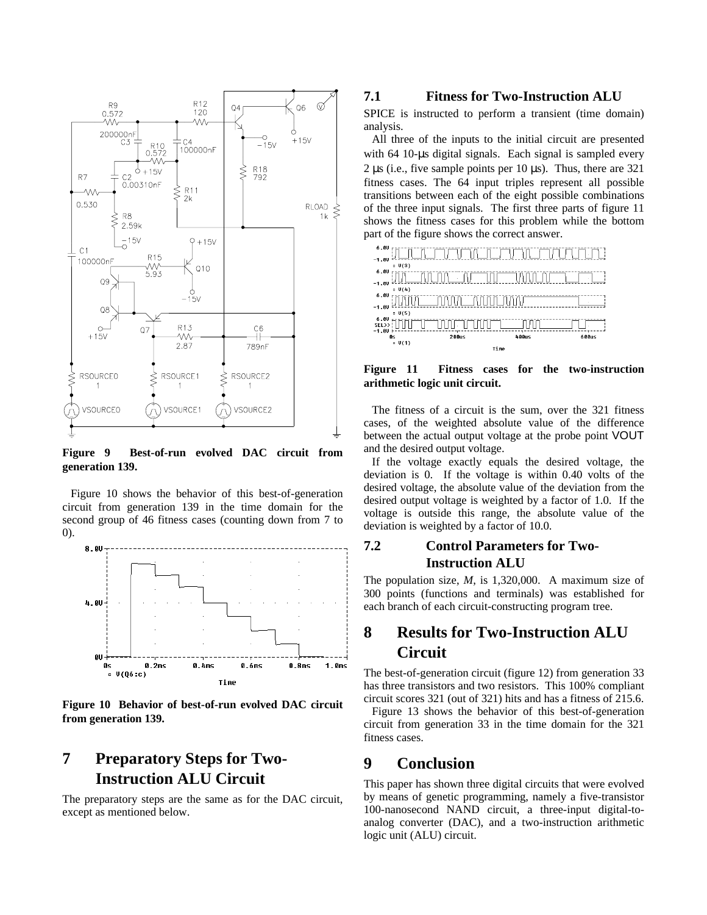**Figure 9 Best-of-run evolved DAC circuit from generation 139.**

Figure 10 shows the behavior of this best-of-generation circuit from generation 139 in the time domain for the second group of 46 fitness cases (counting down from 7 to 0).

**Figure 10 Behavior of best-of-run evolved DAC circuit from generation 139.**

# 7 Preparatory Steps for Two-Instruction ALU Circuit

The preparatory steps are the same as for the DAC circuit, except as mentioned below.

## 7.1 Fitness for Two-Instruction ALU

SPICE is instructed to perform a transient (time domain) analysis.

All three of the inputs to the initial circuit are presented with 64 10-μs digital signals. Each signal is sampled every 2 μs (i.e., five sample points per 10 μs). Thus, there are 321 fitness cases. The 64 input triples represent all possible transitions between each of the eight possible combinations of the three input signals. The first three parts of figure 11 shows the fitness cases for this problem while the bottom part of the figure shows the correct answer.

**Figure 11 Fitness cases for the two-instruction arithmetic logic unit circuit.**

The fitness of a circuit is the sum, over the 321 fitness cases, of the weighted absolute value of the difference between the actual output voltage at the probe point VOUT and the desired output voltage.

If the voltage exactly equals the desired voltage, the deviation is 0. If the voltage is within 0.40 volts of the desired voltage, the absolute value of the deviation from the desired output voltage is weighted by a factor of 1.0. If the voltage is outside this range, the absolute value of the deviation is weighted by a factor of 10.0.

## 7.2 Control Parameters for Two-Instruction ALU

The population size, *M*, is 1,320,000. A maximum size of 300 points (functions and terminals) was established for each branch of each circuit-constructing program tree.

# 8 Results for Two-Instruction ALU Circuit

The best-of-generation circuit (figure 12) from generation 33 has three transistors and two resistors. This 100% compliant circuit scores 321 (out of 321) hits and has a fitness of 215.6.

Figure 13 shows the behavior of this best-of-generation circuit from generation 33 in the time domain for the 321 fitness cases.

# 9 Conclusion

This paper has shown three digital circuits that were evolved by means of genetic programming, namely a five-transistor 100-nanosecond NAND circuit, a three-input digital-to-analog converter (DAC), and a two-instruction arithmetic logic unit (ALU) circuit.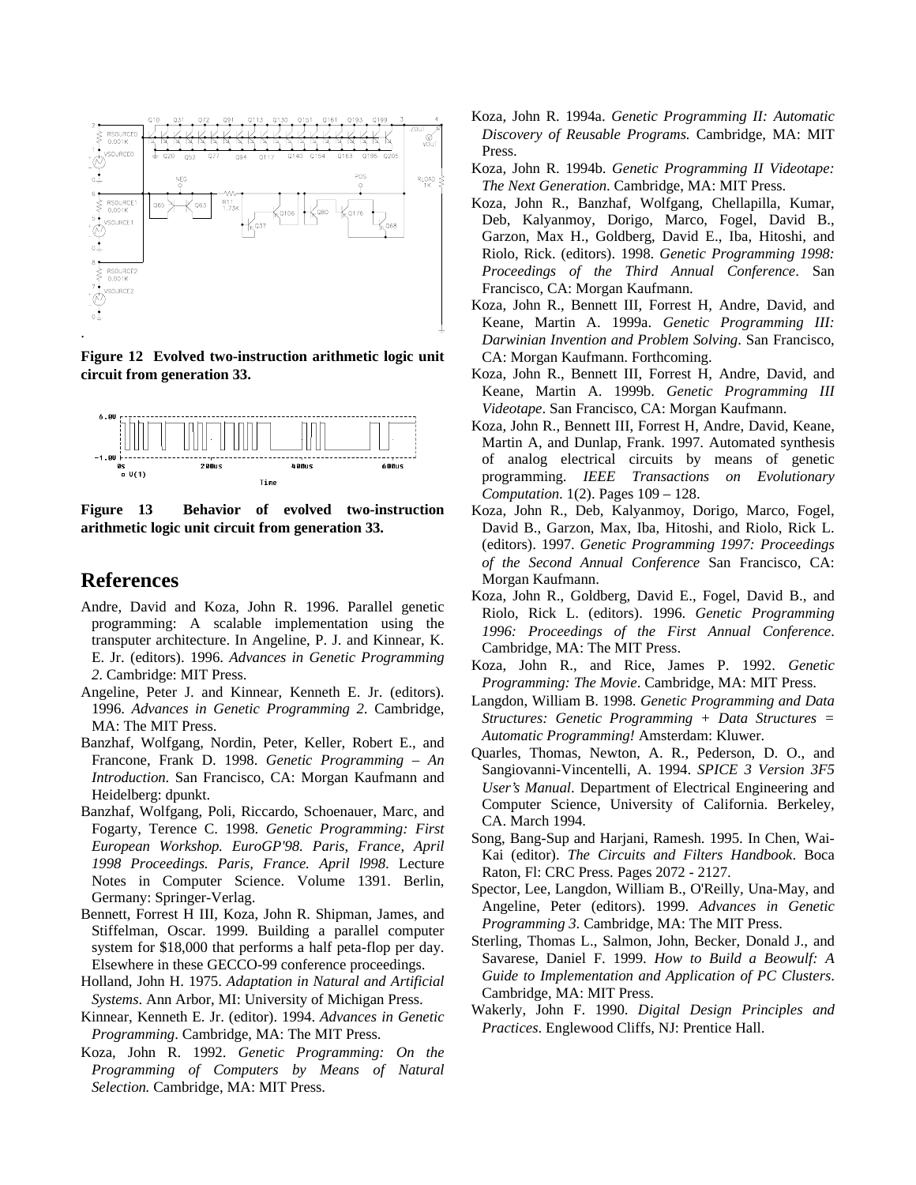Figure 12 Evolved two-instruction arithmetic logic unit circuit from generation 33.

Figure 13 Behavior of evolved two-instruction arithmetic logic unit circuit from generation 33.

## References

Andre, David and Koza, John R. 1996. Parallel genetic programming: A scalable implementation using the transputer architecture. In Angeline, P. J. and Kinnear, K. E. Jr. (editors). 1996. *Advances in Genetic Programming 2*. Cambridge: MIT Press.

Angeline, Peter J. and Kinnear, Kenneth E. Jr. (editors). 1996. *Advances in Genetic Programming 2*. Cambridge, MA: The MIT Press.

Banzhaf, Wolfgang, Nordin, Peter, Keller, Robert E., and Francone, Frank D. 1998. *Genetic Programming – An Introduction*. San Francisco, CA: Morgan Kaufmann and Heidelberg: dpunkt.

Banzhaf, Wolfgang, Poli, Riccardo, Schoenauer, Marc, and Fogarty, Terence C. 1998. *Genetic Programming: First European Workshop. EuroGP'98. Paris, France, April 1998 Proceedings. Paris, France. April l998*. Lecture Notes in Computer Science. Volume 1391. Berlin, Germany: Springer-Verlag.

Bennett, Forrest H III, Koza, John R. Shipman, James, and Stiffelman, Oscar. 1999. Building a parallel computer system for $18,000 that performs a half peta-flop per day. Elsewhere in these GECCO-99 conference proceedings.

Holland, John H. 1975. *Adaptation in Natural and Artificial Systems*. Ann Arbor, MI: University of Michigan Press.

Kinnear, Kenneth E. Jr. (editor). 1994. *Advances in Genetic Programming*. Cambridge, MA: The MIT Press.

Koza, John R. 1992. *Genetic Programming: On the Programming of Computers by Means of Natural Selection.* Cambridge, MA: MIT Press.

Koza, John R. 1994a. *Genetic Programming II: Automatic Discovery of Reusable Programs.* Cambridge, MA: MIT Press.

Koza, John R. 1994b. *Genetic Programming II Videotape: The Next Generation*. Cambridge, MA: MIT Press.

Koza, John R., Banzhaf, Wolfgang, Chellapilla, Kumar, Deb, Kalyanmoy, Dorigo, Marco, Fogel, David B., Garzon, Max H., Goldberg, David E., Iba, Hitoshi, and Riolo, Rick. (editors). 1998. *Genetic Programming 1998: Proceedings of the Third Annual Conference*. San Francisco, CA: Morgan Kaufmann.

Koza, John R., Bennett III, Forrest H, Andre, David, and Keane, Martin A. 1999a. *Genetic Programming III: Darwinian Invention and Problem Solving*. San Francisco, CA: Morgan Kaufmann. Forthcoming.

Koza, John R., Bennett III, Forrest H, Andre, David, and Keane, Martin A. 1999b. *Genetic Programming III Videotape*. San Francisco, CA: Morgan Kaufmann.

Koza, John R., Bennett III, Forrest H, Andre, David, Keane, Martin A, and Dunlap, Frank. 1997. Automated synthesis of analog electrical circuits by means of genetic programming. *IEEE Transactions on Evolutionary Computation*. 1(2). Pages 109 – 128.

Koza, John R., Deb, Kalyanmoy, Dorigo, Marco, Fogel, David B., Garzon, Max, Iba, Hitoshi, and Riolo, Rick L. (editors). 1997. *Genetic Programming 1997: Proceedings of the Second Annual Conference* San Francisco, CA: Morgan Kaufmann.

Koza, John R., Goldberg, David E., Fogel, David B., and Riolo, Rick L. (editors). 1996. *Genetic Programming 1996: Proceedings of the First Annual Conference*. Cambridge, MA: The MIT Press.

Koza, John R., and Rice, James P. 1992. *Genetic Programming: The Movie*. Cambridge, MA: MIT Press.

Langdon, William B. 1998. *Genetic Programming and Data Structures: Genetic Programming + Data Structures = Automatic Programming!* Amsterdam: Kluwer.

Quarles, Thomas, Newton, A. R., Pederson, D. O., and Sangiovanni-Vincentelli, A. 1994. *SPICE 3 Version 3F5 User's Manual*. Department of Electrical Engineering and Computer Science, University of California. Berkeley, CA. March 1994.

Song, Bang-Sup and Harjani, Ramesh. 1995. In Chen, Wai-Kai (editor). *The Circuits and Filters Handbook*. Boca Raton, Fl: CRC Press. Pages 2072 - 2127.

Spector, Lee, Langdon, William B., O'Reilly, Una-May, and Angeline, Peter (editors). 1999. *Advances in Genetic Programming 3*. Cambridge, MA: The MIT Press.

Sterling, Thomas L., Salmon, John, Becker, Donald J., and Savarese, Daniel F. 1999. *How to Build a Beowulf: A Guide to Implementation and Application of PC Clusters*. Cambridge, MA: MIT Press.

Wakerly, John F. 1990. *Digital Design Principles and Practices*. Englewood Cliffs, NJ: Prentice Hall.